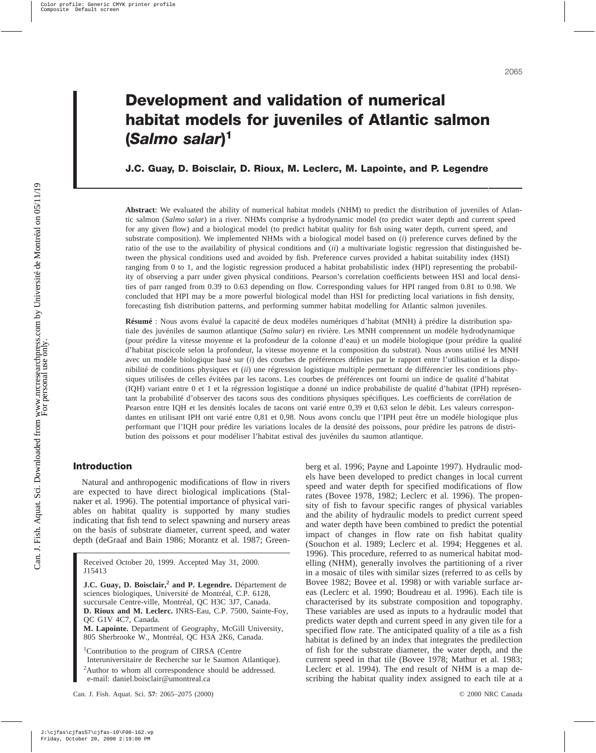# Development and validation of numerical habitat models for juveniles of Atlantic salmon (*Salmo salar*)[1]

**J.C. Guay, D. Boisclair, D. Rioux, M. Leclerc, M. Lapointe, and P. Legendre**

**Abstract**: We evaluated the ability of numerical habitat models (NHM) to predict the distribution of juveniles of Atlantic salmon (*Salmo salar*) in a river. NHMs comprise a hydrodynamic model (to predict water depth and current speed for any given flow) and a biological model (to predict habitat quality for fish using water depth, current speed, and substrate composition). We implemented NHMs with a biological model based on (*i*) preference curves defined by the ratio of the use to the availability of physical conditions and (*ii*) a multivariate logistic regression that distinguished between the physical conditions used and avoided by fish. Preference curves provided a habitat suitability index (HSI) ranging from 0 to 1, and the logistic regression produced a habitat probabilistic index (HPI) representing the probability of observing a parr under given physical conditions. Pearson's correlation coefficients between HSI and local densities of parr ranged from 0.39 to 0.63 depending on flow. Corresponding values for HPI ranged from 0.81 to 0.98. We concluded that HPI may be a more powerful biological model than HSI for predicting local variations in fish density, forecasting fish distribution patterns, and performing summer habitat modelling for Atlantic salmon juveniles.

**Résumé** : Nous avons évalué la capacité de deux modèles numériques d'habitat (MNH) à prédire la distribution spatiale des juvéniles de saumon atlantique (*Salmo salar*) en rivière. Les MNH comprennent un modèle hydrodynamique (pour prédire la vitesse moyenne et la profondeur de la colonne d'eau) et un modèle biologique (pour prédire la qualité d'habitat piscicole selon la profondeur, la vitesse moyenne et la composition du substrat). Nous avons utilisé les MNH avec un modèle biologique basé sur (*i*) des courbes de préférences définies par le rapport entre l'utilisation et la disponibilité de conditions physiques et (*ii*) une régression logistique multiple permettant de différencier les conditions physiques utilisées de celles évitées par les tacons. Les courbes de préférences ont fourni un indice de qualité d'habitat (IQH) variant entre 0 et 1 et la régression logistique a donné un indice probabiliste de qualité d'habitat (IPH) représentant la probabilité d'observer des tacons sous des conditions physiques spécifiques. Les coefficients de corrélation de Pearson entre IQH et les densités locales de tacons ont varié entre 0,39 et 0,63 selon le débit. Les valeurs correspondantes en utilisant IPH ont varié entre 0,81 et 0,98. Nous avons conclu que l'IPH peut être un modèle biologique plus performant que l'IQH pour prédire les variations locales de la densité des poissons, pour prédire les patrons de distribution des poissons et pour modéliser l'habitat estival des juvéniles du saumon atlantique.

## Introduction

Natural and anthropogenic modifications of flow in rivers are expected to have direct biological implications (Stalnaker et al. 1996). The potential importance of physical variables on habitat quality is supported by many studies indicating that fish tend to select spawning and nursery areas on the basis of substrate diameter, current speed, and water depth (deGraaf and Bain 1986; Morantz et al. 1987; Greenberg et al. 1996; Payne and Lapointe 1997). Hydraulic models have been developed to predict changes in local current speed and water depth for specified modifications of flow rates (Bovee 1978, 1982; Leclerc et al. 1996). The propensity of fish to favour specific ranges of physical variables and the ability of hydraulic models to predict current speed and water depth have been combined to predict the potential impact of changes in flow rate on fish habitat quality (Souchon et al. 1989; Leclerc et al. 1994; Heggenes et al. 1996). This procedure, referred to as numerical habitat modelling (NHM), generally involves the partitioning of a river in a mosaic of tiles with similar sizes (referred to as cells by Bovee 1982; Bovee et al. 1998) or with variable surface areas (Leclerc et al. 1990; Boudreau et al. 1996). Each tile is characterised by its substrate composition and topography. These variables are used as inputs to a hydraulic model that predicts water depth and current speed in any given tile for a specified flow rate. The anticipated quality of a tile as a fish habitat is defined by an index that integrates the predilection of fish for the substrate diameter, the water depth, and the current speed in that tile (Bovee 1978; Mathur et al. 1983; Leclerc et al. 1994). The end result of NHM is a map describing the habitat quality index assigned to each tile at a

Received October 20, 1999. Accepted May 31, 2000. J15413

**J.C. Guay, D. Boisclair,[2] and P. Legendre.** Département de sciences biologiques, Université de Montréal, C.P. 6128, succursale Centre-ville, Montréal, QC H3C 3J7, Canada.
**D. Rioux and M. Leclerc.** INRS-Eau, C.P. 7500, Sainte-Foy, QC G1V 4C7, Canada.
**M. Lapointe.** Department of Geography, McGill University, 805 Sherbrooke W., Montréal, QC H3A 2K6, Canada.

[1]Contribution to the program of CIRSA (Centre Interuniversitaire de Recherche sur le Saumon Atlantique).
[2]Author to whom all correspondence should be addressed. e-mail: daniel.boisclair@umontreal.ca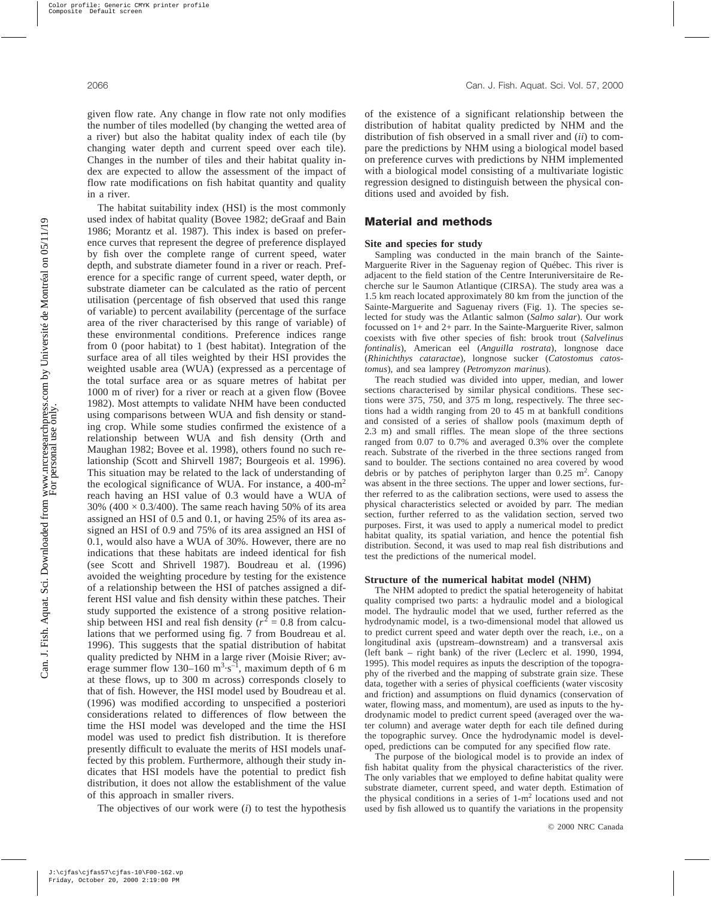given flow rate. Any change in flow rate not only modifies the number of tiles modelled (by changing the wetted area of a river) but also the habitat quality index of each tile (by changing water depth and current speed over each tile). Changes in the number of tiles and their habitat quality index are expected to allow the assessment of the impact of flow rate modifications on fish habitat quantity and quality in a river.

The habitat suitability index (HSI) is the most commonly used index of habitat quality (Bovee 1982; deGraaf and Bain 1986; Morantz et al. 1987). This index is based on preference curves that represent the degree of preference displayed by fish over the complete range of current speed, water depth, and substrate diameter found in a river or reach. Preference for a specific range of current speed, water depth, or substrate diameter can be calculated as the ratio of percent utilisation (percentage of fish observed that used this range of variable) to percent availability (percentage of the surface area of the river characterised by this range of variable) of these environmental conditions. Preference indices range from 0 (poor habitat) to 1 (best habitat). Integration of the surface area of all tiles weighted by their HSI provides the weighted usable area (WUA) (expressed as a percentage of the total surface area or as square metres of habitat per 1000 m of river) for a river or reach at a given flow (Bovee 1982). Most attempts to validate NHM have been conducted using comparisons between WUA and fish density or standing crop. While some studies confirmed the existence of a relationship between WUA and fish density (Orth and Maughan 1982; Bovee et al. 1998), others found no such relationship (Scott and Shirvell 1987; Bourgeois et al. 1996). This situation may be related to the lack of understanding of the ecological significance of WUA. For instance, a 400-$m^2$ reach having an HSI value of 0.3 would have a WUA of 30% ($400 \times 0.3/400$). The same reach having 50% of its area assigned an HSI of 0.5 and 0.1, or having 25% of its area assigned an HSI of 0.9 and 75% of its area assigned an HSI of 0.1, would also have a WUA of 30%. However, there are no indications that these habitats are indeed identical for fish (see Scott and Shrivell 1987). Boudreau et al. (1996) avoided the weighting procedure by testing for the existence of a relationship between the HSI of patches assigned a different HSI value and fish density within these patches. Their study supported the existence of a strong positive relationship between HSI and real fish density ($r^2 = 0.8$ from calculations that we performed using fig. 7 from Boudreau et al. 1996). This suggests that the spatial distribution of habitat quality predicted by NHM in a large river (Moisie River; average summer flow 130–160 $m^3 \cdot s^{-1}$, maximum depth of 6 m at these flows, up to 300 m across) corresponds closely to that of fish. However, the HSI model used by Boudreau et al. (1996) was modified according to unspecified a posteriori considerations related to differences of flow between the time the HSI model was developed and the time the HSI model was used to predict fish distribution. It is therefore presently difficult to evaluate the merits of HSI models unaffected by this problem. Furthermore, although their study indicates that HSI models have the potential to predict fish distribution, it does not allow the establishment of the value of this approach in smaller rivers.

The objectives of our work were (*i*) to test the hypothesis of the existence of a significant relationship between the distribution of habitat quality predicted by NHM and the distribution of fish observed in a small river and (*ii*) to compare the predictions by NHM using a biological model based on preference curves with predictions by NHM implemented with a biological model consisting of a multivariate logistic regression designed to distinguish between the physical conditions used and avoided by fish.

## Material and methods

### Site and species for study

Sampling was conducted in the main branch of the Sainte-Marguerite River in the Saguenay region of Québec. This river is adjacent to the field station of the Centre Interuniversitaire de Recherche sur le Saumon Atlantique (CIRSA). The study area was a 1.5 km reach located approximately 80 km from the junction of the Sainte-Marguerite and Saguenay rivers (Fig. 1). The species selected for study was the Atlantic salmon (*Salmo salar*). Our work focussed on 1+ and 2+ parr. In the Sainte-Marguerite River, salmon coexists with five other species of fish: brook trout (*Salvelinus fontinalis*), American eel (*Anguilla rostrata*), longnose dace (*Rhinichthys cataractae*), longnose sucker (*Catostomus catostomus*), and sea lamprey (*Petromyzon marinus*).

The reach studied was divided into upper, median, and lower sections characterised by similar physical conditions. These sections were 375, 750, and 375 m long, respectively. The three sections had a width ranging from 20 to 45 m at bankfull conditions and consisted of a series of shallow pools (maximum depth of 2.3 m) and small riffles. The mean slope of the three sections ranged from 0.07 to 0.7% and averaged 0.3% over the complete reach. Substrate of the riverbed in the three sections ranged from sand to boulder. The sections contained no area covered by wood debris or by patches of periphyton larger than 0.25 $m^2$. Canopy was absent in the three sections. The upper and lower sections, further referred to as the calibration sections, were used to assess the physical characteristics selected or avoided by parr. The median section, further referred to as the validation section, served two purposes. First, it was used to apply a numerical model to predict habitat quality, its spatial variation, and hence the potential fish distribution. Second, it was used to map real fish distributions and test the predictions of the numerical model.

### Structure of the numerical habitat model (NHM)

The NHM adopted to predict the spatial heterogeneity of habitat quality comprised two parts: a hydraulic model and a biological model. The hydraulic model that we used, further referred as the hydrodynamic model, is a two-dimensional model that allowed us to predict current speed and water depth over the reach, i.e., on a longitudinal axis (upstream–downstream) and a transversal axis (left bank – right bank) of the river (Leclerc et al. 1990, 1994, 1995). This model requires as inputs the description of the topography of the riverbed and the mapping of substrate grain size. These data, together with a series of physical coefficients (water viscosity and friction) and assumptions on fluid dynamics (conservation of water, flowing mass, and momentum), are used as inputs to the hydrodynamic model to predict current speed (averaged over the water column) and average water depth for each tile defined during the topographic survey. Once the hydrodynamic model is developed, predictions can be computed for any specified flow rate.

The purpose of the biological model is to provide an index of fish habitat quality from the physical characteristics of the river. The only variables that we employed to define habitat quality were substrate diameter, current speed, and water depth. Estimation of the physical conditions in a series of 1-$m^2$ locations used and not used by fish allowed us to quantify the variations in the propensity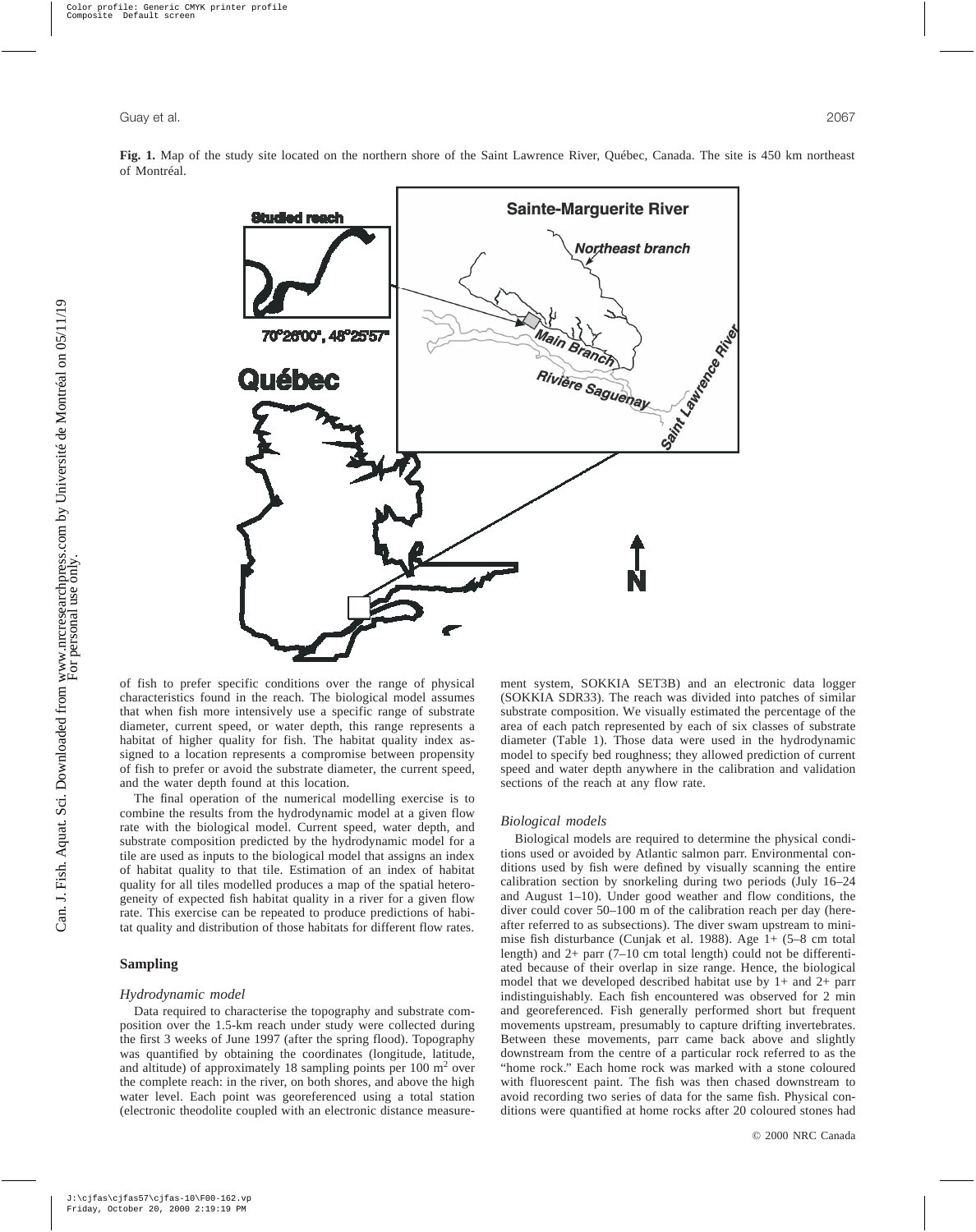**Fig. 1.** Map of the study site located on the northern shore of the Saint Lawrence River, Québec, Canada. The site is 450 km northeast of Montréal.

of fish to prefer specific conditions over the range of physical characteristics found in the reach. The biological model assumes that when fish more intensively use a specific range of substrate diameter, current speed, or water depth, this range represents a habitat of higher quality for fish. The habitat quality index assigned to a location represents a compromise between propensity of fish to prefer or avoid the substrate diameter, the current speed, and the water depth found at this location.

The final operation of the numerical modelling exercise is to combine the results from the hydrodynamic model at a given flow rate with the biological model. Current speed, water depth, and substrate composition predicted by the hydrodynamic model for a tile are used as inputs to the biological model that assigns an index of habitat quality to that tile. Estimation of an index of habitat quality for all tiles modelled produces a map of the spatial heterogeneity of expected fish habitat quality in a river for a given flow rate. This exercise can be repeated to produce predictions of habitat quality and distribution of those habitats for different flow rates.

## Sampling

### *Hydrodynamic model*

Data required to characterise the topography and substrate composition over the 1.5-km reach under study were collected during the first 3 weeks of June 1997 (after the spring flood). Topography was quantified by obtaining the coordinates (longitude, latitude, and altitude) of approximately 18 sampling points per 100 $m^2$ over the complete reach: in the river, on both shores, and above the high water level. Each point was georeferenced using a total station (electronic theodolite coupled with an electronic distance measurement system, SOKKIA SET3B) and an electronic data logger (SOKKIA SDR33). The reach was divided into patches of similar substrate composition. We visually estimated the percentage of the area of each patch represented by each of six classes of substrate diameter (Table 1). Those data were used in the hydrodynamic model to specify bed roughness; they allowed prediction of current speed and water depth anywhere in the calibration and validation sections of the reach at any flow rate.

### *Biological models*

Biological models are required to determine the physical conditions used or avoided by Atlantic salmon parr. Environmental conditions used by fish were defined by visually scanning the entire calibration section by snorkeling during two periods (July 16–24 and August 1–10). Under good weather and flow conditions, the diver could cover 50–100 m of the calibration reach per day (hereafter referred to as subsections). The diver swam upstream to minimise fish disturbance (Cunjak et al. 1988). Age 1+ (5–8 cm total length) and 2+ parr (7–10 cm total length) could not be differentiated because of their overlap in size range. Hence, the biological model that we developed described habitat use by 1+ and 2+ parr indistinguishably. Each fish encountered was observed for 2 min and georeferenced. Fish generally performed short but frequent movements upstream, presumably to capture drifting invertebrates. Between these movements, parr came back above and slightly downstream from the centre of a particular rock referred to as the "home rock." Each home rock was marked with a stone coloured with fluorescent paint. The fish was then chased downstream to avoid recording two series of data for the same fish. Physical conditions were quantified at home rocks after 20 coloured stones had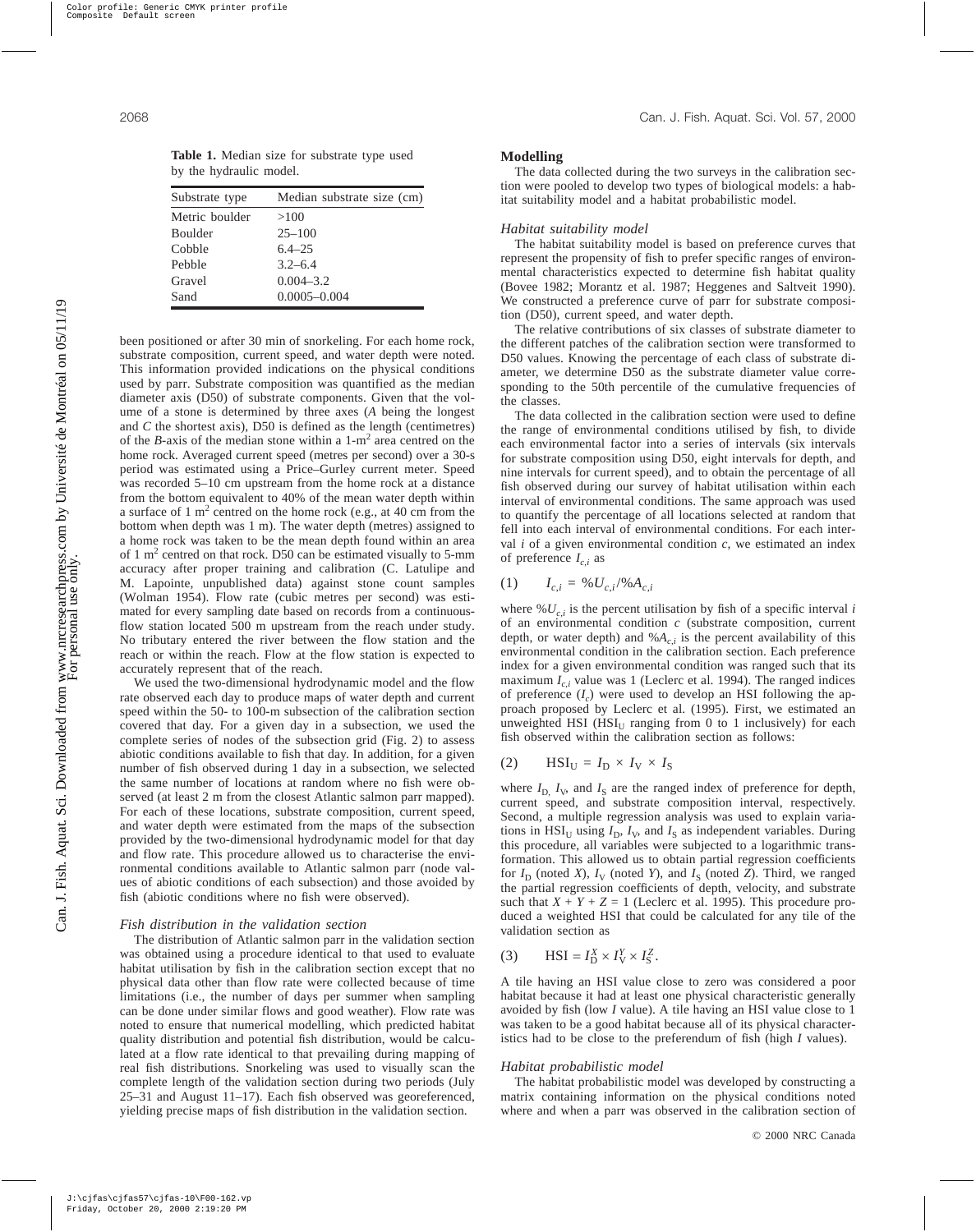**Table 1.** Median size for substrate type used by the hydraulic model.

| Substrate type | Median substrate size (cm) |
|---|---|
| Metric boulder | >100 |
| Boulder | 25–100 |
| Cobble | 6.4–25 |
| Pebble | 3.2–6.4 |
| Gravel | 0.004–3.2 |
| Sand | 0.0005–0.004 |

been positioned or after 30 min of snorkeling. For each home rock, substrate composition, current speed, and water depth were noted. This information provided indications on the physical conditions used by parr. Substrate composition was quantified as the median diameter axis (D50) of substrate components. Given that the volume of a stone is determined by three axes (*A* being the longest and *C* the shortest axis), D50 is defined as the length (centimetres) of the *B*-axis of the median stone within a 1-$m^2$ area centred on the home rock. Averaged current speed (metres per second) over a 30-s period was estimated using a Price–Gurley current meter. Speed was recorded 5–10 cm upstream from the home rock at a distance from the bottom equivalent to 40% of the mean water depth within a surface of 1 $m^2$ centred on the home rock (e.g., at 40 cm from the bottom when depth was 1 m). The water depth (metres) assigned to a home rock was taken to be the mean depth found within an area of 1 $m^2$ centred on that rock. D50 can be estimated visually to 5-mm accuracy after proper training and calibration (C. Latulipe and M. Lapointe, unpublished data) against stone count samples (Wolman 1954). Flow rate (cubic metres per second) was estimated for every sampling date based on records from a continuous-flow station located 500 m upstream from the reach under study. No tributary entered the river between the flow station and the reach or within the reach. Flow at the flow station is expected to accurately represent that of the reach.

We used the two-dimensional hydrodynamic model and the flow rate observed each day to produce maps of water depth and current speed within the 50- to 100-m subsection of the calibration section covered that day. For a given day in a subsection, we used the complete series of nodes of the subsection grid (Fig. 2) to assess abiotic conditions available to fish that day. In addition, for a given number of fish observed during 1 day in a subsection, we selected the same number of locations at random where no fish were observed (at least 2 m from the closest Atlantic salmon parr mapped). For each of these locations, substrate composition, current speed, and water depth were estimated from the maps of the subsection provided by the two-dimensional hydrodynamic model for that day and flow rate. This procedure allowed us to characterise the environmental conditions available to Atlantic salmon parr (node values of abiotic conditions of each subsection) and those avoided by fish (abiotic conditions where no fish were observed).

### *Fish distribution in the validation section*

The distribution of Atlantic salmon parr in the validation section was obtained using a procedure identical to that used to evaluate habitat utilisation by fish in the calibration section except that no physical data other than flow rate were collected because of time limitations (i.e., the number of days per summer when sampling can be done under similar flows and good weather). Flow rate was noted to ensure that numerical modelling, which predicted habitat quality distribution and potential fish distribution, would be calculated at a flow rate identical to that prevailing during mapping of real fish distributions. Snorkeling was used to visually scan the complete length of the validation section during two periods (July 25–31 and August 11–17). Each fish observed was georeferenced, yielding precise maps of fish distribution in the validation section.

## Modelling

The data collected during the two surveys in the calibration section were pooled to develop two types of biological models: a habitat suitability model and a habitat probabilistic model.

### *Habitat suitability model*

The habitat suitability model is based on preference curves that represent the propensity of fish to prefer specific ranges of environmental characteristics expected to determine fish habitat quality (Bovee 1982; Morantz et al. 1987; Heggenes and Saltveit 1990). We constructed a preference curve of parr for substrate composition (D50), current speed, and water depth.

The relative contributions of six classes of substrate diameter to the different patches of the calibration section were transformed to D50 values. Knowing the percentage of each class of substrate diameter, we determine D50 as the substrate diameter value corresponding to the 50th percentile of the cumulative frequencies of the classes.

The data collected in the calibration section were used to define the range of environmental conditions utilised by fish, to divide each environmental factor into a series of intervals (six intervals for substrate composition using D50, eight intervals for depth, and nine intervals for current speed), and to obtain the percentage of all fish observed during our survey of habitat utilisation within each interval of environmental conditions. The same approach was used to quantify the percentage of all locations selected at random that fell into each interval of environmental conditions. For each interval *i* of a given environmental condition *c*, we estimated an index of preference $I_{c,i}$ as

$$(1) \qquad I_{c,i} = \%U_{c,i}/\%A_{c,i}$$

where $\%U_{c,i}$ is the percent utilisation by fish of a specific interval *i* of an environmental condition *c* (substrate composition, current depth, or water depth) and $\%A_{c,i}$ is the percent availability of this environmental condition in the calibration section. Each preference index for a given environmental condition was ranged such that its maximum $I_{c,i}$ value was 1 (Leclerc et al. 1994). The ranged indices of preference ($I_c$) were used to develop an HSI following the approach proposed by Leclerc et al. (1995). First, we estimated an unweighted HSI ($HSI_U$ ranging from 0 to 1 inclusively) for each fish observed within the calibration section as follows:

$$(2) \qquad HSI_U = I_D \times I_V \times I_S$$

where $I_D$, $I_V$, and $I_S$ are the ranged index of preference for depth, current speed, and substrate composition interval, respectively. Second, a multiple regression analysis was used to explain variations in $HSI_U$ using $I_D$, $I_V$, and $I_S$ as independent variables. During this procedure, all variables were subjected to a logarithmic transformation. This allowed us to obtain partial regression coefficients for $I_D$ (noted *X*), $I_V$ (noted *Y*), and $I_S$ (noted *Z*). Third, we ranged the partial regression coefficients of depth, velocity, and substrate such that $X + Y + Z = 1$ (Leclerc et al. 1995). This procedure produced a weighted HSI that could be calculated for any tile of the validation section as

$$(3) \qquad HSI = I_D^X \times I_V^Y \times I_S^Z.$$

A tile having an HSI value close to zero was considered a poor habitat because it had at least one physical characteristic generally avoided by fish (low *I* value). A tile having an HSI value close to 1 was taken to be a good habitat because all of its physical characteristics had to be close to the preferendum of fish (high *I* values).

### *Habitat probabilistic model*

The habitat probabilistic model was developed by constructing a matrix containing information on the physical conditions noted where and when a parr was observed in the calibration section of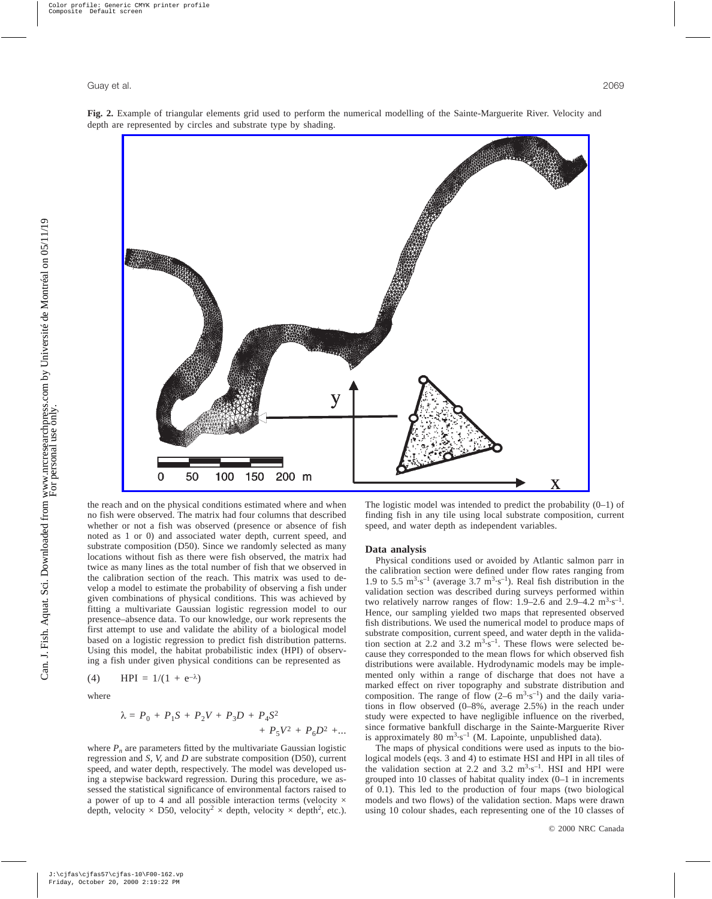**Fig. 2.** Example of triangular elements grid used to perform the numerical modelling of the Sainte-Marguerite River. Velocity and depth are represented by circles and substrate type by shading.

the reach and on the physical conditions estimated where and when no fish were observed. The matrix had four columns that described whether or not a fish was observed (presence or absence of fish noted as 1 or 0) and associated water depth, current speed, and substrate composition (D50). Since we randomly selected as many locations without fish as there were fish observed, the matrix had twice as many lines as the total number of fish that we observed in the calibration section of the reach. This matrix was used to develop a model to estimate the probability of observing a fish under given combinations of physical conditions. This was achieved by fitting a multivariate Gaussian logistic regression model to our presence–absence data. To our knowledge, our work represents the first attempt to use and validate the ability of a biological model based on a logistic regression to predict fish distribution patterns. Using this model, the habitat probabilistic index (HPI) of observing a fish under given physical conditions can be represented as

$$\text{(4)} \qquad \text{HPI} = 1/(1 + e^{-\lambda})$$

where

$$\lambda = P_0 + P_1S + P_2V + P_3D + P_4S^2 + P_5V^2 + P_6D^2 + \ldots$$

where $P_n$ are parameters fitted by the multivariate Gaussian logistic regression and *S*, *V*, and *D* are substrate composition (D50), current speed, and water depth, respectively. The model was developed using a stepwise backward regression. During this procedure, we assessed the statistical significance of environmental factors raised to a power of up to 4 and all possible interaction terms (velocity × depth, velocity × D50, velocity$^2$ × depth, velocity × depth$^2$, etc.). The logistic model was intended to predict the probability (0–1) of finding fish in any tile using local substrate composition, current speed, and water depth as independent variables.

### Data analysis

Physical conditions used or avoided by Atlantic salmon parr in the calibration section were defined under flow rates ranging from 1.9 to 5.5 $m^3 \cdot s^{-1}$ (average 3.7 $m^3 \cdot s^{-1}$). Real fish distribution in the validation section was described during surveys performed within two relatively narrow ranges of flow: 1.9–2.6 and 2.9–4.2 $m^3 \cdot s^{-1}$. Hence, our sampling yielded two maps that represented observed fish distributions. We used the numerical model to produce maps of substrate composition, current speed, and water depth in the validation section at 2.2 and 3.2 $m^3 \cdot s^{-1}$. These flows were selected because they corresponded to the mean flows for which observed fish distributions were available. Hydrodynamic models may be implemented only within a range of discharge that does not have a marked effect on river topography and substrate distribution and composition. The range of flow (2–6 $m^3 \cdot s^{-1}$) and the daily variations in flow observed (0–8%, average 2.5%) in the reach under study were expected to have negligible influence on the riverbed, since formative bankfull discharge in the Sainte-Marguerite River is approximately 80 $m^3 \cdot s^{-1}$ (M. Lapointe, unpublished data).

The maps of physical conditions were used as inputs to the biological models (eqs. 3 and 4) to estimate HSI and HPI in all tiles of the validation section at 2.2 and 3.2 $m^3 \cdot s^{-1}$. HSI and HPI were grouped into 10 classes of habitat quality index (0–1 in increments of 0.1). This led to the production of four maps (two biological models and two flows) of the validation section. Maps were drawn using 10 colour shades, each representing one of the 10 classes of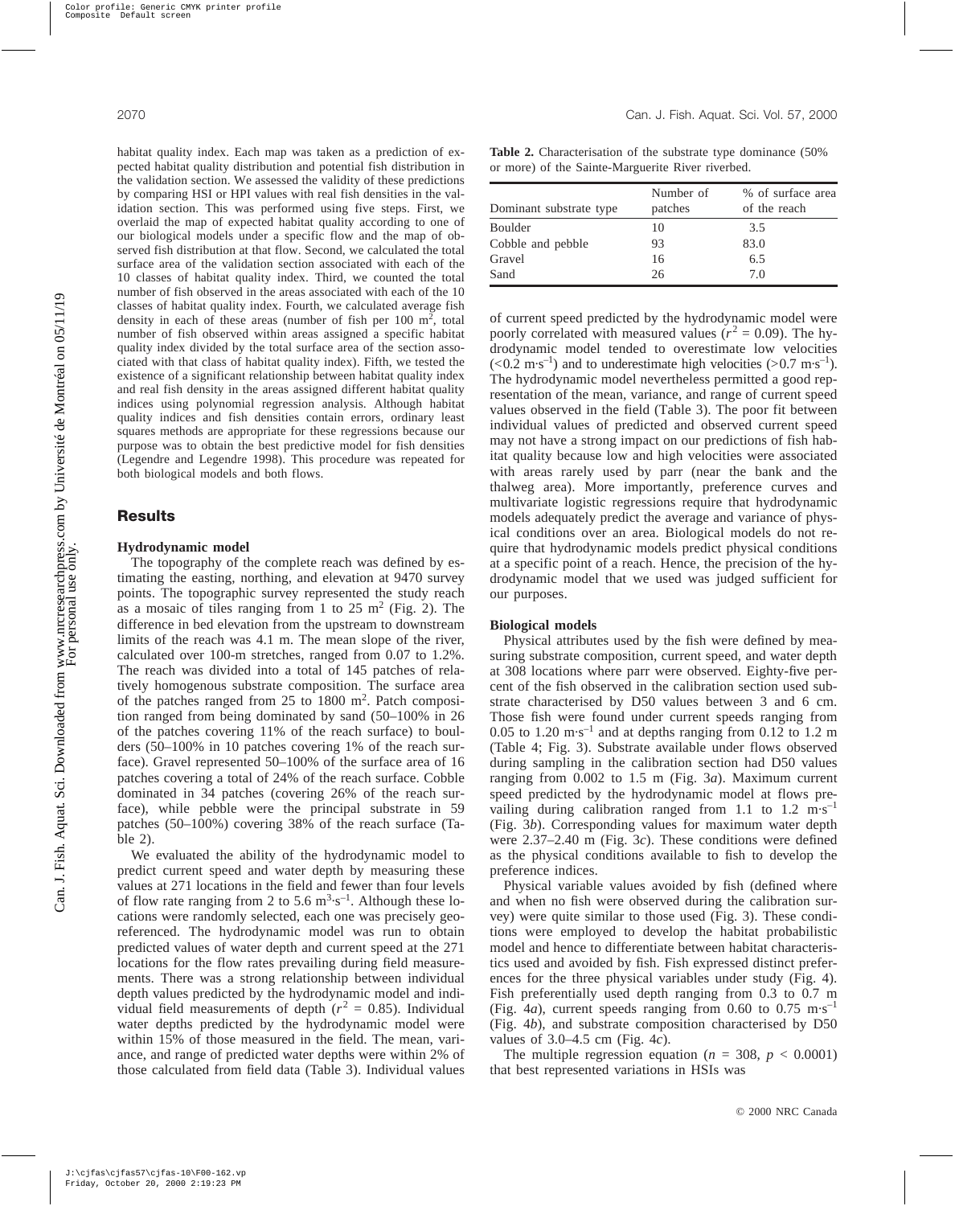habitat quality index. Each map was taken as a prediction of expected habitat quality distribution and potential fish distribution in the validation section. We assessed the validity of these predictions by comparing HSI or HPI values with real fish densities in the validation section. This was performed using five steps. First, we overlaid the map of expected habitat quality according to one of our biological models under a specific flow and the map of observed fish distribution at that flow. Second, we calculated the total surface area of the validation section associated with each of the 10 classes of habitat quality index. Third, we counted the total number of fish observed in the areas associated with each of the 10 classes of habitat quality index. Fourth, we calculated average fish density in each of these areas (number of fish per 100 $m^2$, total number of fish observed within areas assigned a specific habitat quality index divided by the total surface area of the section associated with that class of habitat quality index). Fifth, we tested the existence of a significant relationship between habitat quality index and real fish density in the areas assigned different habitat quality indices using polynomial regression analysis. Although habitat quality indices and fish densities contain errors, ordinary least squares methods are appropriate for these regressions because our purpose was to obtain the best predictive model for fish densities (Legendre and Legendre 1998). This procedure was repeated for both biological models and both flows.

## Results

### Hydrodynamic model

The topography of the complete reach was defined by estimating the easting, northing, and elevation at 9470 survey points. The topographic survey represented the study reach as a mosaic of tiles ranging from 1 to 25 $m^2$ (Fig. 2). The difference in bed elevation from the upstream to downstream limits of the reach was 4.1 m. The mean slope of the river, calculated over 100-m stretches, ranged from 0.07 to 1.2%. The reach was divided into a total of 145 patches of relatively homogenous substrate composition. The surface area of the patches ranged from 25 to 1800 $m^2$. Patch composition ranged from being dominated by sand (50–100% in 26 of the patches covering 11% of the reach surface) to boulders (50–100% in 10 patches covering 1% of the reach surface). Gravel represented 50–100% of the surface area of 16 patches covering a total of 24% of the reach surface. Cobble dominated in 34 patches (covering 26% of the reach surface), while pebble were the principal substrate in 59 patches (50–100%) covering 38% of the reach surface (Table 2).

We evaluated the ability of the hydrodynamic model to predict current speed and water depth by measuring these values at 271 locations in the field and fewer than four levels of flow rate ranging from 2 to 5.6 $m^3 \cdot s^{-1}$. Although these locations were randomly selected, each one was precisely georeferenced. The hydrodynamic model was run to obtain predicted values of water depth and current speed at the 271 locations for the flow rates prevailing during field measurements. There was a strong relationship between individual depth values predicted by the hydrodynamic model and individual field measurements of depth ($r^2 = 0.85$). Individual water depths predicted by the hydrodynamic model were within 15% of those measured in the field. The mean, variance, and range of predicted water depths were within 2% of those calculated from field data (Table 3). Individual values

**Table 2.** Characterisation of the substrate type dominance (50% or more) of the Sainte-Marguerite River riverbed.

| Dominant substrate type | Number of patches | % of surface area of the reach |
|---|---|---|
| Boulder | 10 | 3.5 |
| Cobble and pebble | 93 | 83.0 |
| Gravel | 16 | 6.5 |
| Sand | 26 | 7.0 |

of current speed predicted by the hydrodynamic model were poorly correlated with measured values ($r^2 = 0.09$). The hydrodynamic model tended to overestimate low velocities ($<0.2$ $m \cdot s^{-1}$) and to underestimate high velocities ($>0.7$ $m \cdot s^{-1}$). The hydrodynamic model nevertheless permitted a good representation of the mean, variance, and range of current speed values observed in the field (Table 3). The poor fit between individual values of predicted and observed current speed may not have a strong impact on our predictions of fish habitat quality because low and high velocities were associated with areas rarely used by parr (near the bank and the thalweg area). More importantly, preference curves and multivariate logistic regressions require that hydrodynamic models adequately predict the average and variance of physical conditions over an area. Biological models do not require that hydrodynamic models predict physical conditions at a specific point of a reach. Hence, the precision of the hydrodynamic model that we used was judged sufficient for our purposes.

### Biological models

Physical attributes used by the fish were defined by measuring substrate composition, current speed, and water depth at 308 locations where parr were observed. Eighty-five percent of the fish observed in the calibration section used substrate characterised by D50 values between 3 and 6 cm. Those fish were found under current speeds ranging from 0.05 to 1.20 $m \cdot s^{-1}$ and at depths ranging from 0.12 to 1.2 m (Table 4; Fig. 3). Substrate available under flows observed during sampling in the calibration section had D50 values ranging from 0.002 to 1.5 m (Fig. 3*a*). Maximum current speed predicted by the hydrodynamic model at flows prevailing during calibration ranged from 1.1 to 1.2 $m \cdot s^{-1}$ (Fig. 3*b*). Corresponding values for maximum water depth were 2.37–2.40 m (Fig. 3*c*). These conditions were defined as the physical conditions available to fish to develop the preference indices.

Physical variable values avoided by fish (defined where and when no fish were observed during the calibration survey) were quite similar to those used (Fig. 3). These conditions were employed to develop the habitat probabilistic model and hence to differentiate between habitat characteristics used and avoided by fish. Fish expressed distinct preferences for the three physical variables under study (Fig. 4). Fish preferentially used depth ranging from 0.3 to 0.7 m (Fig. 4*a*), current speeds ranging from 0.60 to 0.75 $m \cdot s^{-1}$ (Fig. 4*b*), and substrate composition characterised by D50 values of 3.0–4.5 cm (Fig. 4*c*).

The multiple regression equation ($n = 308$, $p < 0.0001$) that best represented variations in HSIs was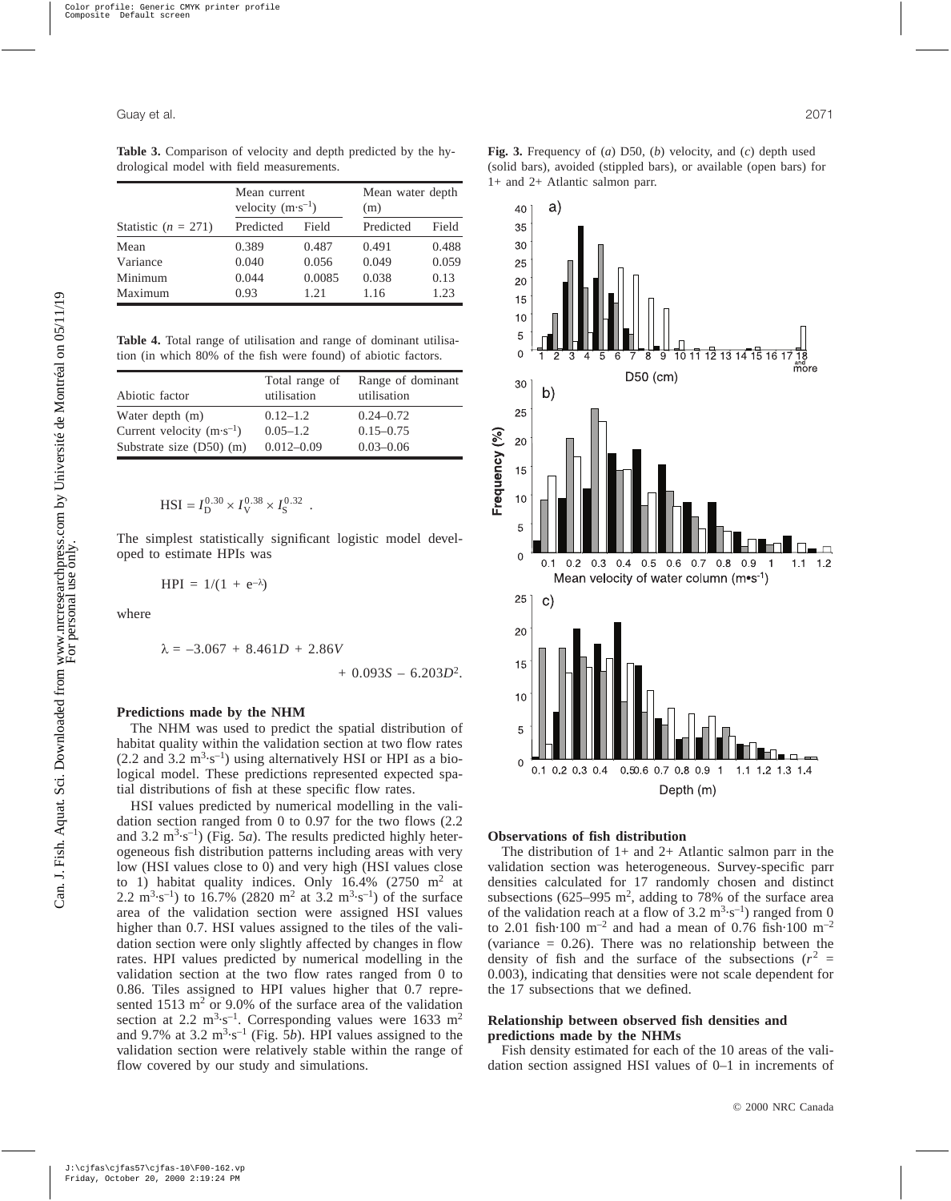**Table 3.** Comparison of velocity and depth predicted by the hydrological model with field measurements.

| Statistic ($n$ = 271) | Mean current velocity ($m \cdot s^{-1}$) | | Mean water depth (m) | |
|---|---|---|---|---|
| | Predicted | Field | Predicted | Field |
| Mean | 0.389 | 0.487 | 0.491 | 0.488 |
| Variance | 0.040 | 0.056 | 0.049 | 0.059 |
| Minimum | 0.044 | 0.0085 | 0.038 | 0.13 |
| Maximum | 0.93 | 1.21 | 1.16 | 1.23 |

**Table 4.** Total range of utilisation and range of dominant utilisation (in which 80% of the fish were found) of abiotic factors.

| Abiotic factor | Total range of utilisation | Range of dominant utilisation |
|---|---|---|
| Water depth (m) | 0.12–1.2 | 0.24–0.72 |
| Current velocity ($m \cdot s^{-1}$) | 0.05–1.2 | 0.15–0.75 |
| Substrate size (D50) (m) | 0.012–0.09 | 0.03–0.06 |

$$\text{HSI} = I_{\text{D}}^{0.30} \times I_{\text{V}}^{0.38} \times I_{\text{S}}^{0.32} .$$

The simplest statistically significant logistic model developed to estimate HPIs was

$$\text{HPI} = 1/(1 + e^{-\lambda})$$

where

$$\lambda = -3.067 + 8.461D + 2.86V + 0.093S - 6.203D^2.$$

### Predictions made by the NHM

The NHM was used to predict the spatial distribution of habitat quality within the validation section at two flow rates (2.2 and 3.2 $m^3 \cdot s^{-1}$) using alternatively HSI or HPI as a biological model. These predictions represented expected spatial distributions of fish at these specific flow rates.

HSI values predicted by numerical modelling in the validation section ranged from 0 to 0.97 for the two flows (2.2 and 3.2 $m^3 \cdot s^{-1}$) (Fig. 5*a*). The results predicted highly heterogeneous fish distribution patterns including areas with very low (HSI values close to 0) and very high (HSI values close to 1) habitat quality indices. Only 16.4% (2750 $m^2$ at 2.2 $m^3 \cdot s^{-1}$) to 16.7% (2820 $m^2$ at 3.2 $m^3 \cdot s^{-1}$) of the surface area of the validation section were assigned HSI values higher than 0.7. HSI values assigned to the tiles of the validation section were only slightly affected by changes in flow rates. HPI values predicted by numerical modelling in the validation section at the two flow rates ranged from 0 to 0.86. Tiles assigned to HPI values higher that 0.7 represented 1513 $m^2$ or 9.0% of the surface area of the validation section at 2.2 $m^3 \cdot s^{-1}$. Corresponding values were 1633 $m^2$ and 9.7% at 3.2 $m^3 \cdot s^{-1}$ (Fig. 5*b*). HPI values assigned to the validation section were relatively stable within the range of flow covered by our study and simulations.

**Fig. 3.** Frequency of (*a*) D50, (*b*) velocity, and (*c*) depth used (solid bars), avoided (stippled bars), or available (open bars) for 1+ and 2+ Atlantic salmon parr.

### Observations of fish distribution

The distribution of 1+ and 2+ Atlantic salmon parr in the validation section was heterogeneous. Survey-specific parr densities calculated for 17 randomly chosen and distinct subsections (625–995 $m^2$, adding to 78% of the surface area of the validation reach at a flow of 3.2 $m^3 \cdot s^{-1}$) ranged from 0 to 2.01 fish·100 $m^{-2}$ and had a mean of 0.76 fish·100 $m^{-2}$ (variance = 0.26). There was no relationship between the density of fish and the surface of the subsections ($r^2$ = 0.003), indicating that densities were not scale dependent for the 17 subsections that we defined.

### Relationship between observed fish densities and predictions made by the NHMs

Fish density estimated for each of the 10 areas of the validation section assigned HSI values of 0–1 in increments of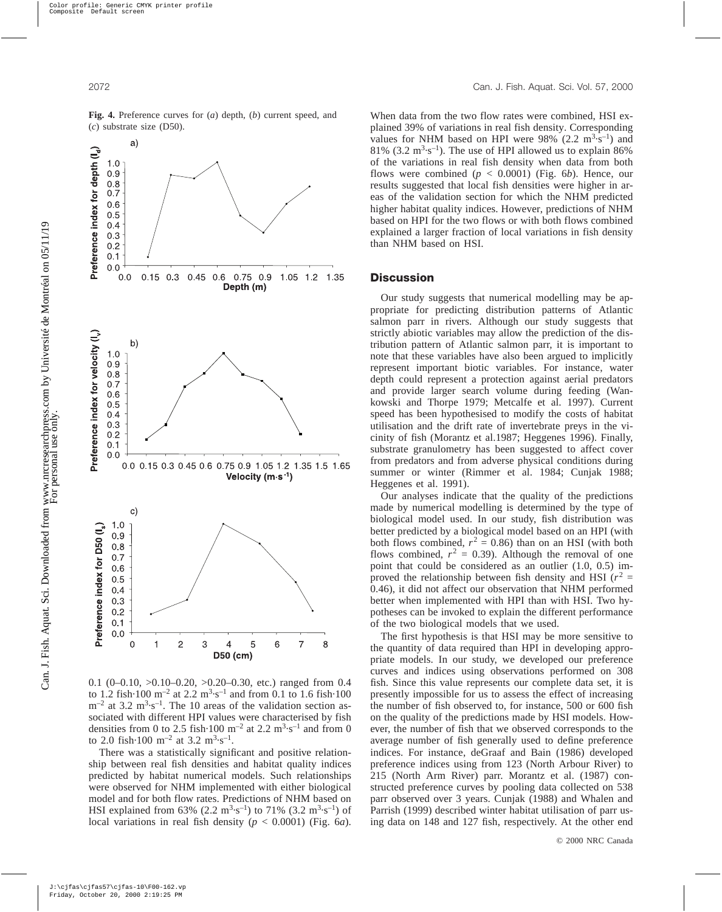**Fig. 4.** Preference curves for (*a*) depth, (*b*) current speed, and (*c*) substrate size (D50).

0.1 (0–0.10, >0.10–0.20, >0.20–0.30, etc.) ranged from 0.4 to 1.2 fish·100 m$^{-2}$ at 2.2 m$^3$·s$^{-1}$ and from 0.1 to 1.6 fish·100 m$^{-2}$ at 3.2 m$^3$·s$^{-1}$. The 10 areas of the validation section associated with different HPI values were characterised by fish densities from 0 to 2.5 fish·100 m$^{-2}$ at 2.2 m$^3$·s$^{-1}$ and from 0 to 2.0 fish·100 m$^{-2}$ at 3.2 m$^3$·s$^{-1}$.

There was a statistically significant and positive relationship between real fish densities and habitat quality indices predicted by habitat numerical models. Such relationships were observed for NHM implemented with either biological model and for both flow rates. Predictions of NHM based on HSI explained from 63% (2.2 m$^3$·s$^{-1}$) to 71% (3.2 m$^3$·s$^{-1}$) of local variations in real fish density ($p < 0.0001$) (Fig. 6*a*). When data from the two flow rates were combined, HSI explained 39% of variations in real fish density. Corresponding values for NHM based on HPI were 98% (2.2 m$^3$·s$^{-1}$) and 81% (3.2 m$^3$·s$^{-1}$). The use of HPI allowed us to explain 86% of the variations in real fish density when data from both flows were combined ($p < 0.0001$) (Fig. 6*b*). Hence, our results suggested that local fish densities were higher in areas of the validation section for which the NHM predicted higher habitat quality indices. However, predictions of NHM based on HPI for the two flows or with both flows combined explained a larger fraction of local variations in fish density than NHM based on HSI.

## Discussion

Our study suggests that numerical modelling may be appropriate for predicting distribution patterns of Atlantic salmon parr in rivers. Although our study suggests that strictly abiotic variables may allow the prediction of the distribution pattern of Atlantic salmon parr, it is important to note that these variables have also been argued to implicitly represent important biotic variables. For instance, water depth could represent a protection against aerial predators and provide larger search volume during feeding (Wankowski and Thorpe 1979; Metcalfe et al. 1997). Current speed has been hypothesised to modify the costs of habitat utilisation and the drift rate of invertebrate preys in the vicinity of fish (Morantz et al.1987; Heggenes 1996). Finally, substrate granulometry has been suggested to affect cover from predators and from adverse physical conditions during summer or winter (Rimmer et al. 1984; Cunjak 1988; Heggenes et al. 1991).

Our analyses indicate that the quality of the predictions made by numerical modelling is determined by the type of biological model used. In our study, fish distribution was better predicted by a biological model based on an HPI (with both flows combined, $r^2 = 0.86$) than on an HSI (with both flows combined, $r^2 = 0.39$). Although the removal of one point that could be considered as an outlier (1.0, 0.5) improved the relationship between fish density and HSI ($r^2 = 0.46$), it did not affect our observation that NHM performed better when implemented with HPI than with HSI. Two hypotheses can be invoked to explain the different performance of the two biological models that we used.

The first hypothesis is that HSI may be more sensitive to the quantity of data required than HPI in developing appropriate models. In our study, we developed our preference curves and indices using observations performed on 308 fish. Since this value represents our complete data set, it is presently impossible for us to assess the effect of increasing the number of fish observed to, for instance, 500 or 600 fish on the quality of the predictions made by HSI models. However, the number of fish that we observed corresponds to the average number of fish generally used to define preference indices. For instance, deGraaf and Bain (1986) developed preference indices using from 123 (North Arbour River) to 215 (North Arm River) parr. Morantz et al. (1987) constructed preference curves by pooling data collected on 538 parr observed over 3 years. Cunjak (1988) and Whalen and Parrish (1999) described winter habitat utilisation of parr using data on 148 and 127 fish, respectively. At the other end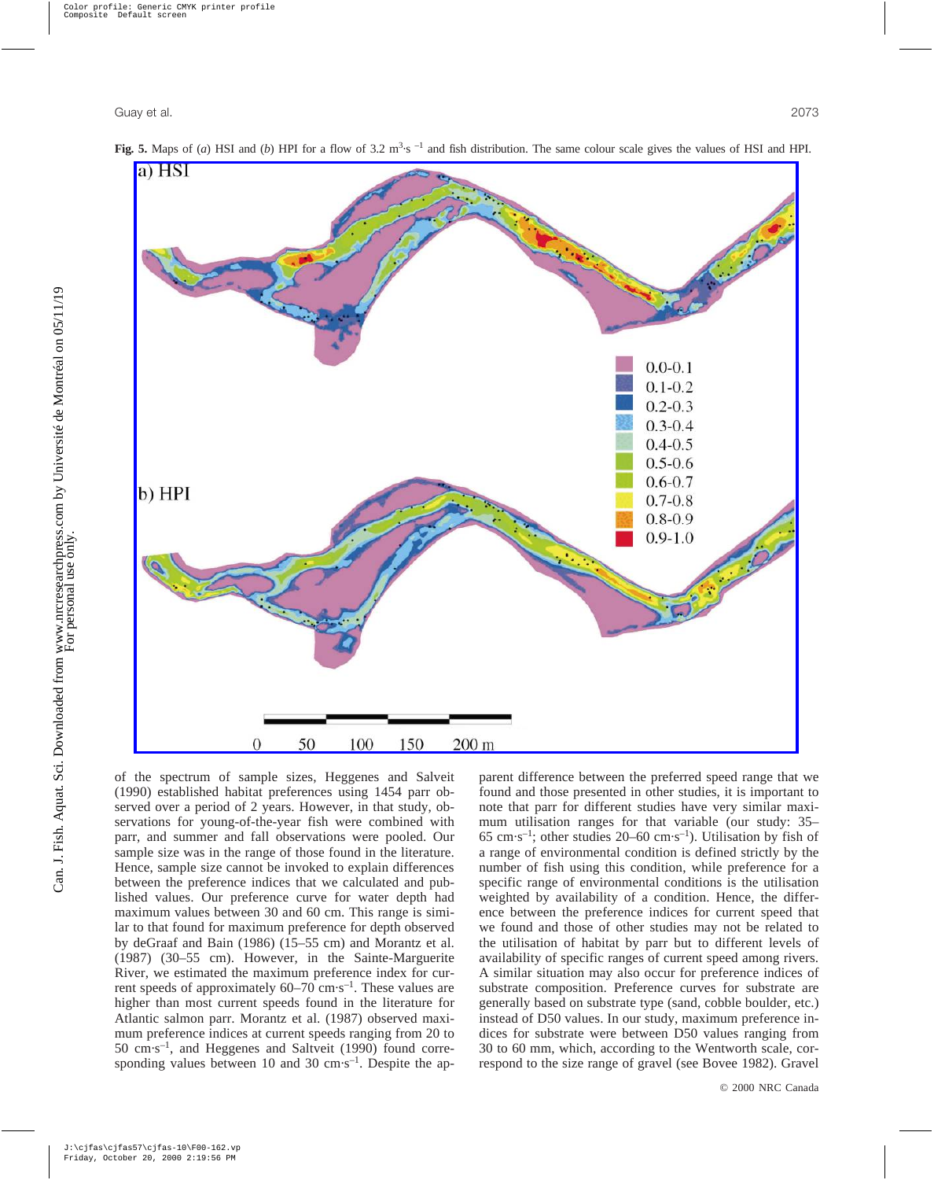**Fig. 5.** Maps of (*a*) HSI and (*b*) HPI for a flow of 3.2 $m^3 \cdot s^{-1}$ and fish distribution. The same colour scale gives the values of HSI and HPI.

of the spectrum of sample sizes, Heggenes and Salveit (1990) established habitat preferences using 1454 parr observed over a period of 2 years. However, in that study, observations for young-of-the-year fish were combined with parr, and summer and fall observations were pooled. Our sample size was in the range of those found in the literature. Hence, sample size cannot be invoked to explain differences between the preference indices that we calculated and published values. Our preference curve for water depth had maximum values between 30 and 60 cm. This range is similar to that found for maximum preference for depth observed by deGraaf and Bain (1986) (15–55 cm) and Morantz et al. (1987) (30–55 cm). However, in the Sainte-Marguerite River, we estimated the maximum preference index for current speeds of approximately 60–70 $cm \cdot s^{-1}$. These values are higher than most current speeds found in the literature for Atlantic salmon parr. Morantz et al. (1987) observed maximum preference indices at current speeds ranging from 20 to 50 $cm \cdot s^{-1}$, and Heggenes and Saltveit (1990) found corresponding values between 10 and 30 $cm \cdot s^{-1}$. Despite the apparent difference between the preferred speed range that we found and those presented in other studies, it is important to note that parr for different studies have very similar maximum utilisation ranges for that variable (our study: 35–65 $cm \cdot s^{-1}$; other studies 20–60 $cm \cdot s^{-1}$). Utilisation by fish of a range of environmental condition is defined strictly by the number of fish using this condition, while preference for a specific range of environmental conditions is the utilisation weighted by availability of a condition. Hence, the difference between the preference indices for current speed that we found and those of other studies may not be related to the utilisation of habitat by parr but to different levels of availability of specific ranges of current speed among rivers. A similar situation may also occur for preference indices of substrate composition. Preference curves for substrate are generally based on substrate type (sand, cobble boulder, etc.) instead of D50 values. In our study, maximum preference indices for substrate were between D50 values ranging from 30 to 60 mm, which, according to the Wentworth scale, correspond to the size range of gravel (see Bovee 1982). Gravel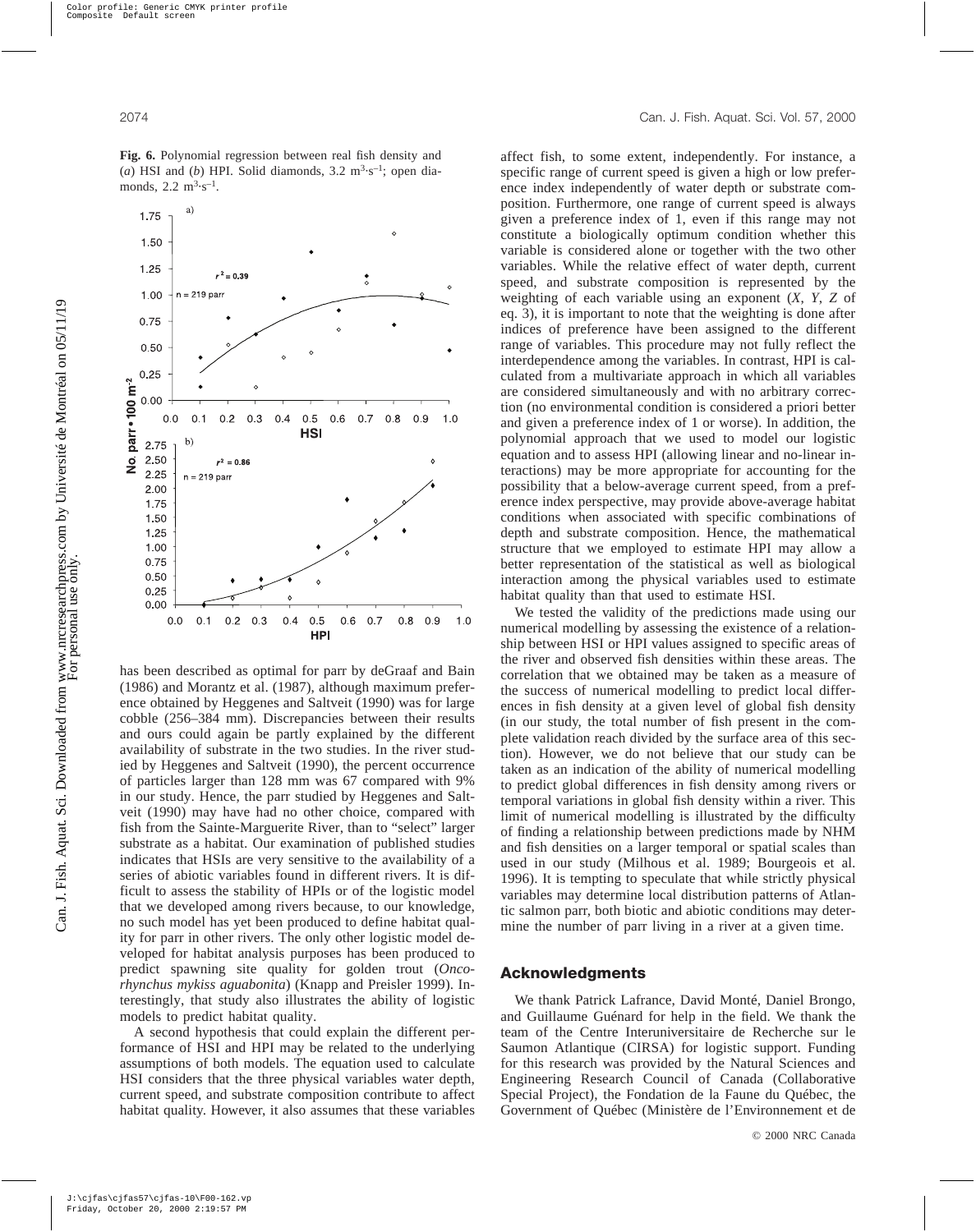**Fig. 6.** Polynomial regression between real fish density and (*a*) HSI and (*b*) HPI. Solid diamonds, 3.2 $m^3 \cdot s^{-1}$; open diamonds, 2.2 $m^3 \cdot s^{-1}$.

has been described as optimal for parr by deGraaf and Bain (1986) and Morantz et al. (1987), although maximum preference obtained by Heggenes and Saltveit (1990) was for large cobble (256–384 mm). Discrepancies between their results and ours could again be partly explained by the different availability of substrate in the two studies. In the river studied by Heggenes and Saltveit (1990), the percent occurrence of particles larger than 128 mm was 67 compared with 9% in our study. Hence, the parr studied by Heggenes and Saltveit (1990) may have had no other choice, compared with fish from the Sainte-Marguerite River, than to "select" larger substrate as a habitat. Our examination of published studies indicates that HSIs are very sensitive to the availability of a series of abiotic variables found in different rivers. It is difficult to assess the stability of HPIs or of the logistic model that we developed among rivers because, to our knowledge, no such model has yet been produced to define habitat quality for parr in other rivers. The only other logistic model developed for habitat analysis purposes has been produced to predict spawning site quality for golden trout (*Oncorhynchus mykiss aguabonita*) (Knapp and Preisler 1999). Interestingly, that study also illustrates the ability of logistic models to predict habitat quality.

A second hypothesis that could explain the different performance of HSI and HPI may be related to the underlying assumptions of both models. The equation used to calculate HSI considers that the three physical variables water depth, current speed, and substrate composition contribute to affect habitat quality. However, it also assumes that these variables affect fish, to some extent, independently. For instance, a specific range of current speed is given a high or low preference index independently of water depth or substrate composition. Furthermore, one range of current speed is always given a preference index of 1, even if this range may not constitute a biologically optimum condition whether this variable is considered alone or together with the two other variables. While the relative effect of water depth, current speed, and substrate composition is represented by the weighting of each variable using an exponent ($X$, $Y$, $Z$ of eq. 3), it is important to note that the weighting is done after indices of preference have been assigned to the different range of variables. This procedure may not fully reflect the interdependence among the variables. In contrast, HPI is calculated from a multivariate approach in which all variables are considered simultaneously and with no arbitrary correction (no environmental condition is considered a priori better and given a preference index of 1 or worse). In addition, the polynomial approach that we used to model our logistic equation and to assess HPI (allowing linear and no-linear interactions) may be more appropriate for accounting for the possibility that a below-average current speed, from a preference index perspective, may provide above-average habitat conditions when associated with specific combinations of depth and substrate composition. Hence, the mathematical structure that we employed to estimate HPI may allow a better representation of the statistical as well as biological interaction among the physical variables used to estimate habitat quality than that used to estimate HSI.

We tested the validity of the predictions made using our numerical modelling by assessing the existence of a relationship between HSI or HPI values assigned to specific areas of the river and observed fish densities within these areas. The correlation that we obtained may be taken as a measure of the success of numerical modelling to predict local differences in fish density at a given level of global fish density (in our study, the total number of fish present in the complete validation reach divided by the surface area of this section). However, we do not believe that our study can be taken as an indication of the ability of numerical modelling to predict global differences in fish density among rivers or temporal variations in global fish density within a river. This limit of numerical modelling is illustrated by the difficulty of finding a relationship between predictions made by NHM and fish densities on a larger temporal or spatial scales than used in our study (Milhous et al. 1989; Bourgeois et al. 1996). It is tempting to speculate that while strictly physical variables may determine local distribution patterns of Atlantic salmon parr, both biotic and abiotic conditions may determine the number of parr living in a river at a given time.

## Acknowledgments

We thank Patrick Lafrance, David Monté, Daniel Brongo, and Guillaume Guénard for help in the field. We thank the team of the Centre Interuniversitaire de Recherche sur le Saumon Atlantique (CIRSA) for logistic support. Funding for this research was provided by the Natural Sciences and Engineering Research Council of Canada (Collaborative Special Project), the Fondation de la Faune du Québec, the Government of Québec (Ministère de l'Environnement et de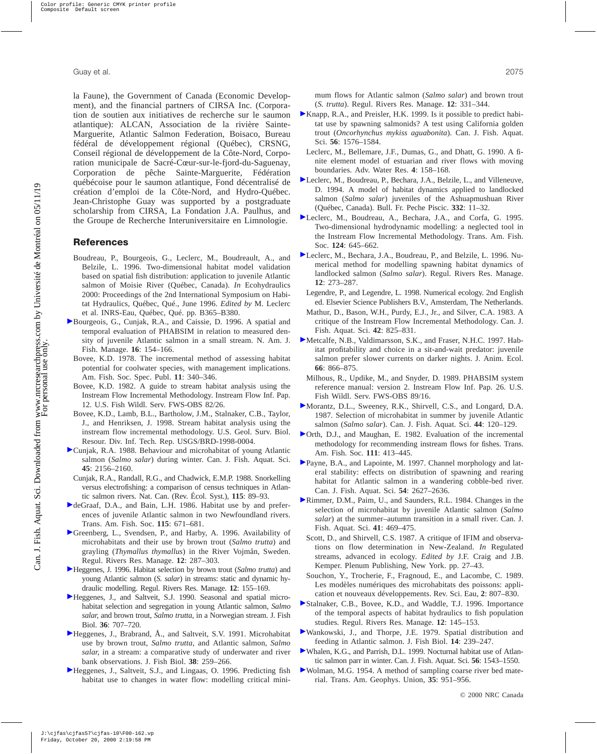la Faune), the Government of Canada (Economic Development), and the financial partners of CIRSA Inc. (Corporation de soutien aux initiatives de recherche sur le saumon atlantique): ALCAN, Association de la rivière Sainte-Marguerite, Atlantic Salmon Federation, Boisaco, Bureau fédéral de développement régional (Québec), CRSNG, Conseil régional de développement de la Côte-Nord, Corporation municipale de Sacré-Cœur-sur-le-fjord-du-Saguenay, Corporation de pêche Sainte-Marguerite, Fédération québécoise pour le saumon atlantique, Fond décentralisé de création d'emploi de la Côte-Nord, and Hydro-Québec. Jean-Christophe Guay was supported by a postgraduate scholarship from CIRSA, La Fondation J.A. Paulhus, and the Groupe de Recherche Interuniversitaire en Limnologie.

## References

Boudreau, P., Bourgeois, G., Leclerc, M., Boudreault, A., and Belzile, L. 1996. Two-dimensional habitat model validation based on spatial fish distribution: application to juvenile Atlantic salmon of Moisie River (Québec, Canada). *In* Ecohydraulics 2000: Proceedings of the 2nd International Symposium on Habitat Hydraulics, Québec, Qué., June 1996. *Edited by* M. Leclerc et al. INRS-Eau, Québec, Qué. pp. B365–B380.

Bourgeois, G., Cunjak, R.A., and Caissie, D. 1996. A spatial and temporal evaluation of PHABSIM in relation to measured density of juvenile Atlantic salmon in a small stream. N. Am. J. Fish. Manage. **16**: 154–166.

Bovee, K.D. 1978. The incremental method of assessing habitat potential for coolwater species, with management implications. Am. Fish. Soc. Spec. Publ. **11**: 340–346.

Bovee, K.D. 1982. A guide to stream habitat analysis using the Instream Flow Incremental Methodology. Instream Flow Inf. Pap. 12. U.S. Fish Wildl. Serv. FWS-OBS 82/26.

Bovee, K.D., Lamb, B.L., Bartholow, J.M., Stalnaker, C.B., Taylor, J., and Henriksen, J. 1998. Stream habitat analysis using the instream flow incremental methodology. U.S. Geol. Surv. Biol. Resour. Div. Inf. Tech. Rep. USGS/BRD-1998-0004.

Cunjak, R.A. 1988. Behaviour and microhabitat of young Atlantic salmon (*Salmo salar*) during winter. Can. J. Fish. Aquat. Sci. **45**: 2156–2160.

Cunjak, R.A., Randall, R.G., and Chadwick, E.M.P. 1988. Snorkelling versus electrofishing: a comparison of census techniques in Atlantic salmon rivers. Nat. Can. (Rev. Écol. Syst.), **115**: 89–93.

deGraaf, D.A., and Bain, L.H. 1986. Habitat use by and preferences of juvenile Atlantic salmon in two Newfoundland rivers. Trans. Am. Fish. Soc. **115**: 671–681.

Greenberg, L., Svendsen, P., and Harby, A. 1996. Availability of microhabitats and their use by brown trout (*Salmo trutta*) and grayling (*Thymallus thymallus*) in the River Vojmån, Sweden. Regul. Rivers Res. Manage. **12**: 287–303.

Heggenes, J. 1996. Habitat selection by brown trout (*Salmo trutta*) and young Atlantic salmon (*S. salar*) in streams: static and dynamic hydraulic modelling. Regul. Rivers Res. Manage. **12**: 155–169.

Heggenes, J., and Saltveit, S.J. 1990. Seasonal and spatial microhabitat selection and segregation in young Atlantic salmon, *Salmo salar*, and brown trout, *Salmo trutta*, in a Norwegian stream. J. Fish Biol. **36**: 707–720.

Heggenes, J., Brabrand, Å., and Saltveit, S.V. 1991. Microhabitat use by brown trout, *Salmo trutta*, and Atlantic salmon, *Salmo salar*, in a stream: a comparative study of underwater and river bank observations. J. Fish Biol. **38**: 259–266.

Heggenes, J., Saltveit, S.J., and Lingaas, O. 1996. Predicting fish habitat use to changes in water flow: modelling critical minimum flows for Atlantic salmon (*Salmo salar*) and brown trout (*S. trutta*). Regul. Rivers Res. Manage. **12**: 331–344.

Knapp, R.A., and Preisler, H.K. 1999. Is it possible to predict habitat use by spawning salmonids? A test using California golden trout (*Oncorhynchus mykiss aguabonita*). Can. J. Fish. Aquat. Sci. **56**: 1576–1584.

Leclerc, M., Bellemare, J.F., Dumas, G., and Dhatt, G. 1990. A finite element model of estuarian and river flows with moving boundaries. Adv. Water Res. **4**: 158–168.

Leclerc, M., Boudreau, P., Bechara, J.A., Belzile, L., and Villeneuve, D. 1994. A model of habitat dynamics applied to landlocked salmon (*Salmo salar*) juveniles of the Ashuapmushuan River (Québec, Canada). Bull. Fr. Peche Piscic. **332**: 11–32.

Leclerc, M., Boudreau, A., Bechara, J.A., and Corfa, G. 1995. Two-dimensional hydrodynamic modelling: a neglected tool in the Instream Flow Incremental Methodology. Trans. Am. Fish. Soc. **124**: 645–662.

Leclerc, M., Bechara, J.A., Boudreau, P., and Belzile, L. 1996. Numerical method for modelling spawning habitat dynamics of landlocked salmon (*Salmo salar*). Regul. Rivers Res. Manage. **12**: 273–287.

Legendre, P., and Legendre, L. 1998. Numerical ecology. 2nd English ed. Elsevier Science Publishers B.V., Amsterdam, The Netherlands.

Mathur, D., Bason, W.H., Purdy, E.J., Jr., and Silver, C.A. 1983. A critique of the Instream Flow Incremental Methodology. Can. J. Fish. Aquat. Sci. **42**: 825–831.

Metcalfe, N.B., Valdimarsson, S.K., and Fraser, N.H.C. 1997. Habitat profitability and choice in a sit-and-wait predator: juvenile salmon prefer slower currents on darker nights. J. Anim. Ecol. **66**: 866–875.

Milhous, R., Updike, M., and Snyder, D. 1989. PHABSIM system reference manual: version 2. Instream Flow Inf. Pap. 26. U.S. Fish Wildl. Serv. FWS-OBS 89/16.

Morantz, D.L., Sweeney, R.K., Shirvell, C.S., and Longard, D.A. 1987. Selection of microhabitat in summer by juvenile Atlantic salmon (*Salmo salar*). Can. J. Fish. Aquat. Sci. **44**: 120–129.

Orth, D.J., and Maughan, E. 1982. Evaluation of the incremental methodology for recommending instream flows for fishes. Trans. Am. Fish. Soc. **111**: 413–445.

Payne, B.A., and Lapointe, M. 1997. Channel morphology and lateral stability: effects on distribution of spawning and rearing habitat for Atlantic salmon in a wandering cobble-bed river. Can. J. Fish. Aquat. Sci. **54**: 2627–2636.

Rimmer, D.M., Paim, U., and Saunders, R.L. 1984. Changes in the selection of microhabitat by juvenile Atlantic salmon (*Salmo salar*) at the summer–autumn transition in a small river. Can. J. Fish. Aquat. Sci. **41**: 469–475.

Scott, D., and Shirvell, C.S. 1987. A critique of IFIM and observations on flow determination in New-Zealand. *In* Regulated streams, advanced in ecology. *Edited by* J.F. Craig and J.B. Kemper. Plenum Publishing, New York. pp. 27–43.

Souchon, Y., Trocherie, F., Fragnoud, E., and Lacombe, C. 1989. Les modèles numériques des microhabitats des poissons: application et nouveaux développements. Rev. Sci. Eau, **2**: 807–830.

Stalnaker, C.B., Bovee, K.D., and Waddle, T.J. 1996. Importance of the temporal aspects of habitat hydraulics to fish population studies. Regul. Rivers Res. Manage. **12**: 145–153.

Wankowski, J., and Thorpe, J.E. 1979. Spatial distribution and feeding in Atlantic salmon. J. Fish Biol. **14**: 239–247.

Whalen, K.G., and Parrish, D.L. 1999. Nocturnal habitat use of Atlantic salmon parr in winter. Can. J. Fish. Aquat. Sci. **56**: 1543–1550.

Wolman, M.G. 1954. A method of sampling coarse river bed material. Trans. Am. Geophys. Union, **35**: 951–956.